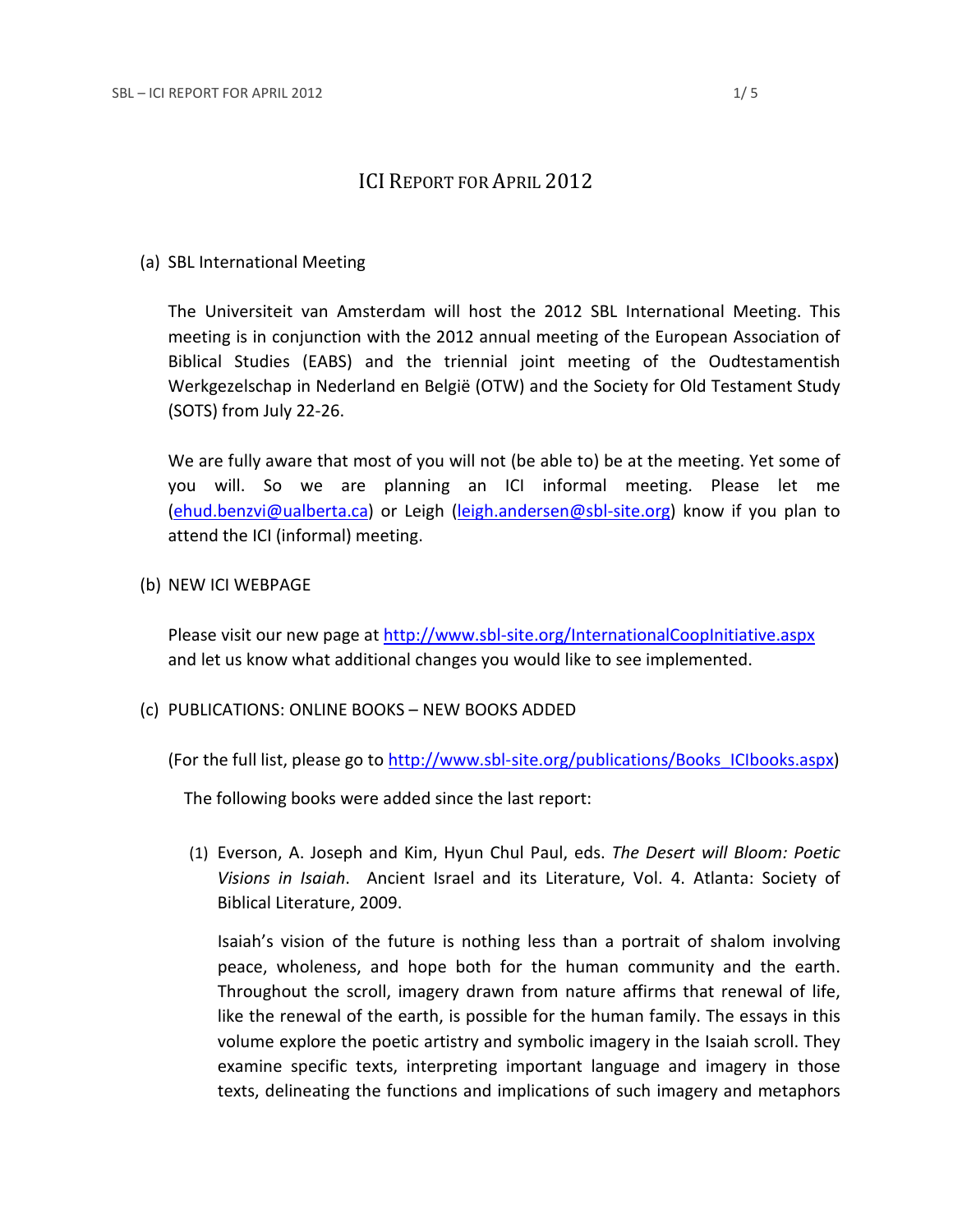# ICI Report for April 2012

(a) SBL International Meeting

The Universiteit van Amsterdam will host the 2012 SBL International Meeting. This meeting is in conjunction with the 2012 annual meeting of the European Association of Biblical Studies (EABS) and the triennial joint meeting of the Oudtestamentish Werkgezelschap in Nederland en België (OTW) and the Society for Old Testament Study (SOTS) from July 22-26.

We are fully aware that most of you will not (be able to) be at the meeting. Yet some of you will. So we are planning an ICI informal meeting. Please let me (ehud.benzvi@ualberta.ca) or Leigh (leigh.andersen@sbl-site.org) know if you plan to attend the ICI (informal) meeting.

(b) NEW ICI WEBPAGE

Please visit our new page at http://www.sbl-site.org/InternationalCoopInitiative.aspx and let us know what additional changes you would like to see implemented.

(c) PUBLICATIONS: ONLINE BOOKS – NEW BOOKS ADDED

(For the full list, please go to http://www.sbl-site.org/publications/Books_ICIbooks.aspx)

The following books were added since the last report:

(1) Everson, A. Joseph and Kim, Hyun Chul Paul, eds. *The Desert will Bloom: Poetic Visions in Isaiah*. Ancient Israel and its Literature, Vol. 4. Atlanta: Society of Biblical Literature, 2009.

Isaiah's vision of the future is nothing less than a portrait of shalom involving peace, wholeness, and hope both for the human community and the earth. Throughout the scroll, imagery drawn from nature affirms that renewal of life, like the renewal of the earth, is possible for the human family. The essays in this volume explore the poetic artistry and symbolic imagery in the Isaiah scroll. They examine specific texts, interpreting important language and imagery in those texts, delineating the functions and implications of such imagery and metaphors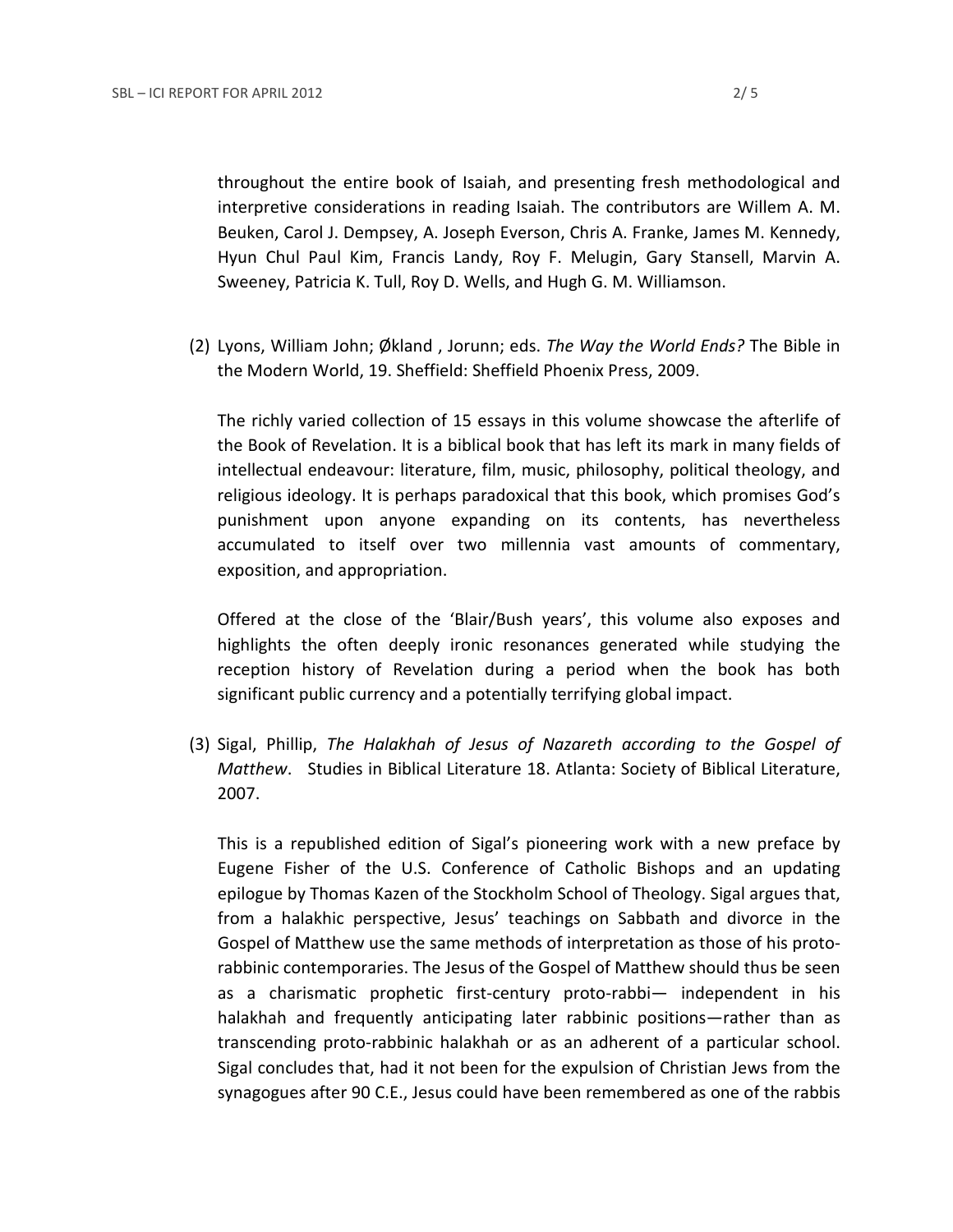throughout the entire book of Isaiah, and presenting fresh methodological and interpretive considerations in reading Isaiah. The contributors are Willem A. M. Beuken, Carol J. Dempsey, A. Joseph Everson, Chris A. Franke, James M. Kennedy, Hyun Chul Paul Kim, Francis Landy, Roy F. Melugin, Gary Stansell, Marvin A. Sweeney, Patricia K. Tull, Roy D. Wells, and Hugh G. M. Williamson.

(2) Lyons, William John; Økland , Jorunn; eds. *The Way the World Ends?* The Bible in the Modern World, 19. Sheffield: Sheffield Phoenix Press, 2009.

The richly varied collection of 15 essays in this volume showcase the afterlife of the Book of Revelation. It is a biblical book that has left its mark in many fields of intellectual endeavour: literature, film, music, philosophy, political theology, and religious ideology. It is perhaps paradoxical that this book, which promises God's punishment upon anyone expanding on its contents, has nevertheless accumulated to itself over two millennia vast amounts of commentary, exposition, and appropriation.

Offered at the close of the 'Blair/Bush years', this volume also exposes and highlights the often deeply ironic resonances generated while studying the reception history of Revelation during a period when the book has both significant public currency and a potentially terrifying global impact.

(3) Sigal, Phillip, *The Halakhah of Jesus of Nazareth according to the Gospel of Matthew*. Studies in Biblical Literature 18. Atlanta: Society of Biblical Literature, 2007.

This is a republished edition of Sigal's pioneering work with a new preface by Eugene Fisher of the U.S. Conference of Catholic Bishops and an updating epilogue by Thomas Kazen of the Stockholm School of Theology. Sigal argues that, from a halakhic perspective, Jesus' teachings on Sabbath and divorce in the Gospel of Matthew use the same methods of interpretation as those of his proto-rabbinic contemporaries. The Jesus of the Gospel of Matthew should thus be seen as a charismatic prophetic first-century proto-rabbi— independent in his halakhah and frequently anticipating later rabbinic positions—rather than as transcending proto-rabbinic halakhah or as an adherent of a particular school. Sigal concludes that, had it not been for the expulsion of Christian Jews from the synagogues after 90 C.E., Jesus could have been remembered as one of the rabbis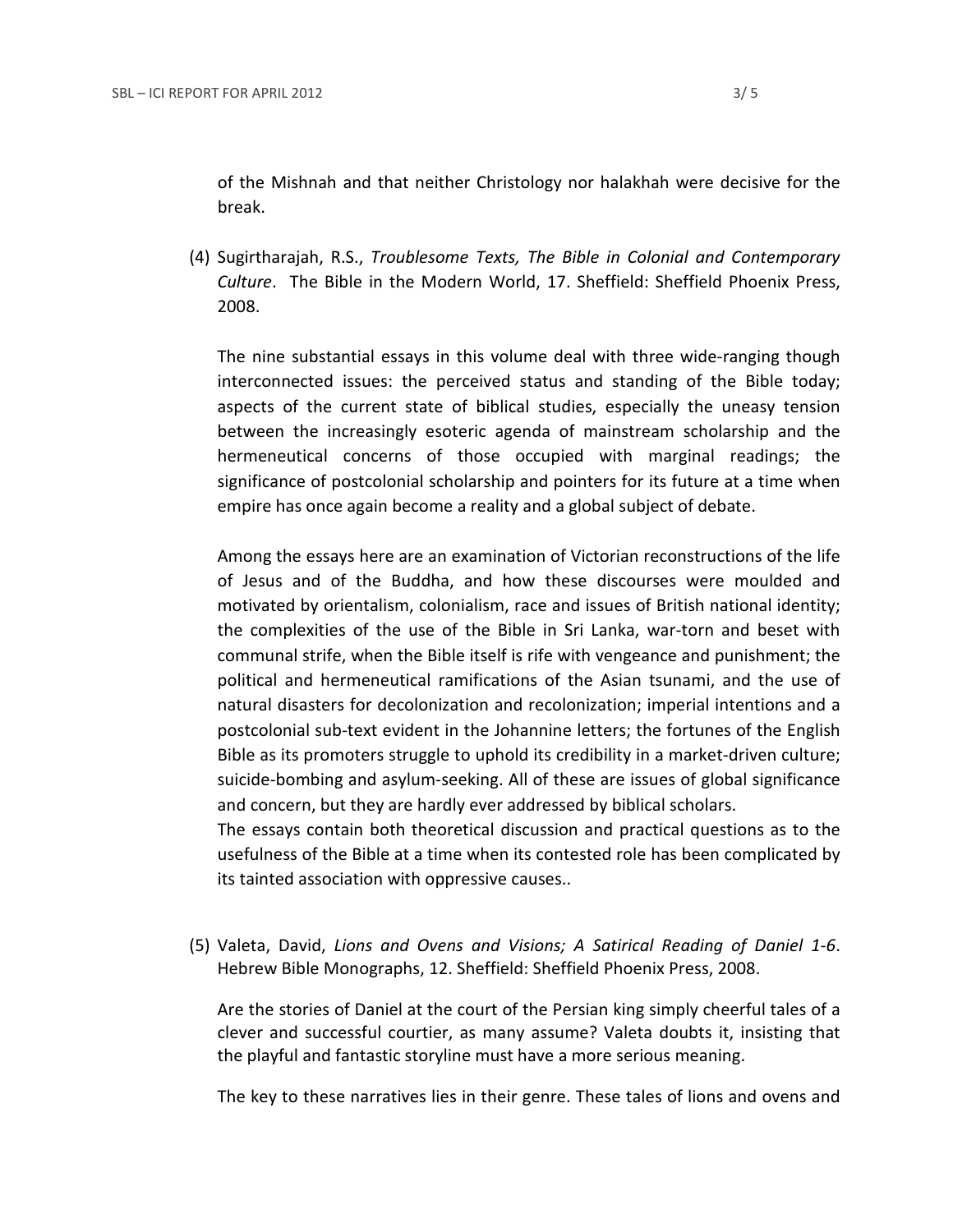of the Mishnah and that neither Christology nor halakhah were decisive for the break.

(4) Sugirtharajah, R.S., *Troublesome Texts, The Bible in Colonial and Contemporary Culture*. The Bible in the Modern World, 17. Sheffield: Sheffield Phoenix Press, 2008.

The nine substantial essays in this volume deal with three wide-ranging though interconnected issues: the perceived status and standing of the Bible today; aspects of the current state of biblical studies, especially the uneasy tension between the increasingly esoteric agenda of mainstream scholarship and the hermeneutical concerns of those occupied with marginal readings; the significance of postcolonial scholarship and pointers for its future at a time when empire has once again become a reality and a global subject of debate.

Among the essays here are an examination of Victorian reconstructions of the life of Jesus and of the Buddha, and how these discourses were moulded and motivated by orientalism, colonialism, race and issues of British national identity; the complexities of the use of the Bible in Sri Lanka, war-torn and beset with communal strife, when the Bible itself is rife with vengeance and punishment; the political and hermeneutical ramifications of the Asian tsunami, and the use of natural disasters for decolonization and recolonization; imperial intentions and a postcolonial sub-text evident in the Johannine letters; the fortunes of the English Bible as its promoters struggle to uphold its credibility in a market-driven culture; suicide-bombing and asylum-seeking. All of these are issues of global significance and concern, but they are hardly ever addressed by biblical scholars.
The essays contain both theoretical discussion and practical questions as to the usefulness of the Bible at a time when its contested role has been complicated by its tainted association with oppressive causes..

(5) Valeta, David, *Lions and Ovens and Visions; A Satirical Reading of Daniel 1-6*. Hebrew Bible Monographs, 12. Sheffield: Sheffield Phoenix Press, 2008.

Are the stories of Daniel at the court of the Persian king simply cheerful tales of a clever and successful courtier, as many assume? Valeta doubts it, insisting that the playful and fantastic storyline must have a more serious meaning.

The key to these narratives lies in their genre. These tales of lions and ovens and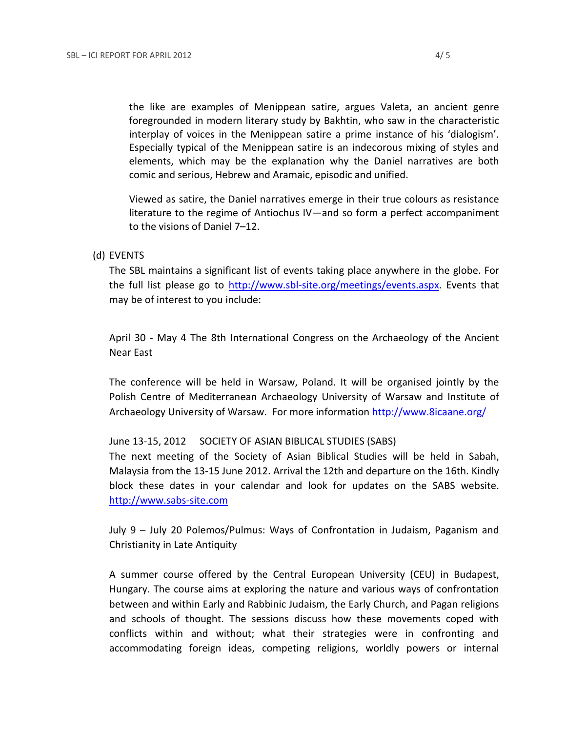the like are examples of Menippean satire, argues Valeta, an ancient genre foregrounded in modern literary study by Bakhtin, who saw in the characteristic interplay of voices in the Menippean satire a prime instance of his 'dialogism'. Especially typical of the Menippean satire is an indecorous mixing of styles and elements, which may be the explanation why the Daniel narratives are both comic and serious, Hebrew and Aramaic, episodic and unified.

Viewed as satire, the Daniel narratives emerge in their true colours as resistance literature to the regime of Antiochus IV—and so form a perfect accompaniment to the visions of Daniel 7–12.

(d) EVENTS

The SBL maintains a significant list of events taking place anywhere in the globe. For the full list please go to http://www.sbl-site.org/meetings/events.aspx. Events that may be of interest to you include:

April 30 - May 4 The 8th International Congress on the Archaeology of the Ancient Near East

The conference will be held in Warsaw, Poland. It will be organised jointly by the Polish Centre of Mediterranean Archaeology University of Warsaw and Institute of Archaeology University of Warsaw. For more information http://www.8icaane.org/

June 13-15, 2012 SOCIETY OF ASIAN BIBLICAL STUDIES (SABS)
The next meeting of the Society of Asian Biblical Studies will be held in Sabah, Malaysia from the 13-15 June 2012. Arrival the 12th and departure on the 16th. Kindly block these dates in your calendar and look for updates on the SABS website. http://www.sabs-site.com

July 9 – July 20 Polemos/Pulmus: Ways of Confrontation in Judaism, Paganism and Christianity in Late Antiquity

A summer course offered by the Central European University (CEU) in Budapest, Hungary. The course aims at exploring the nature and various ways of confrontation between and within Early and Rabbinic Judaism, the Early Church, and Pagan religions and schools of thought. The sessions discuss how these movements coped with conflicts within and without; what their strategies were in confronting and accommodating foreign ideas, competing religions, worldly powers or internal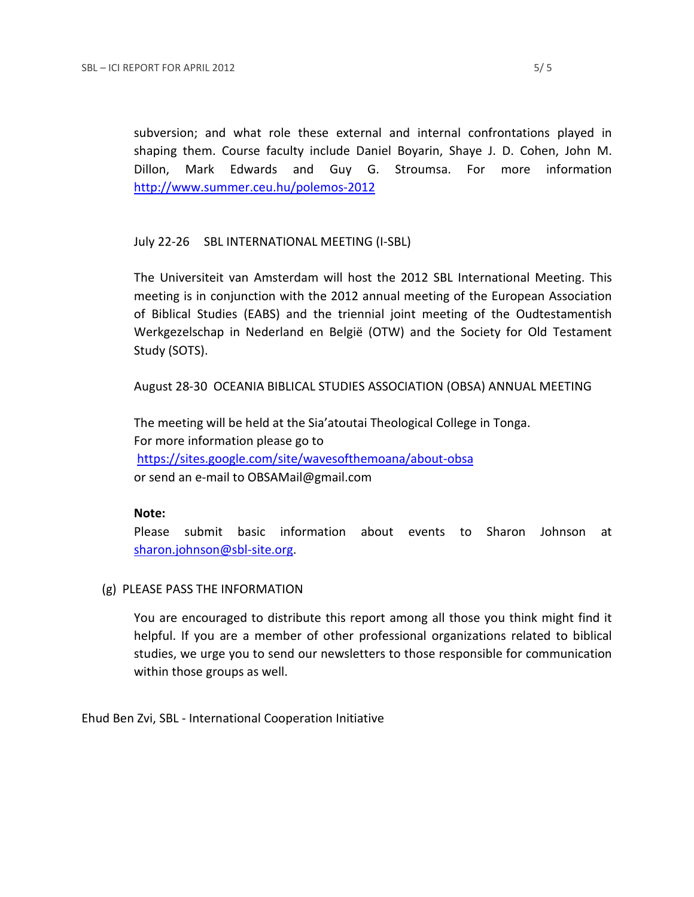subversion; and what role these external and internal confrontations played in shaping them. Course faculty include Daniel Boyarin, Shaye J. D. Cohen, John M. Dillon, Mark Edwards and Guy G. Stroumsa. For more information http://www.summer.ceu.hu/polemos-2012

July 22-26 SBL INTERNATIONAL MEETING (I-SBL)

The Universiteit van Amsterdam will host the 2012 SBL International Meeting. This meeting is in conjunction with the 2012 annual meeting of the European Association of Biblical Studies (EABS) and the triennial joint meeting of the Oudtestamentish Werkgezelschap in Nederland en België (OTW) and the Society for Old Testament Study (SOTS).

August 28-30 OCEANIA BIBLICAL STUDIES ASSOCIATION (OBSA) ANNUAL MEETING

The meeting will be held at the Sia'atoutai Theological College in Tonga.
For more information please go to
https://sites.google.com/site/wavesofthemoana/about-obsa
or send an e-mail to OBSAMail@gmail.com

**Note:**
Please submit basic information about events to Sharon Johnson at sharon.johnson@sbl-site.org.

(g) PLEASE PASS THE INFORMATION

You are encouraged to distribute this report among all those you think might find it helpful. If you are a member of other professional organizations related to biblical studies, we urge you to send our newsletters to those responsible for communication within those groups as well.

Ehud Ben Zvi, SBL - International Cooperation Initiative